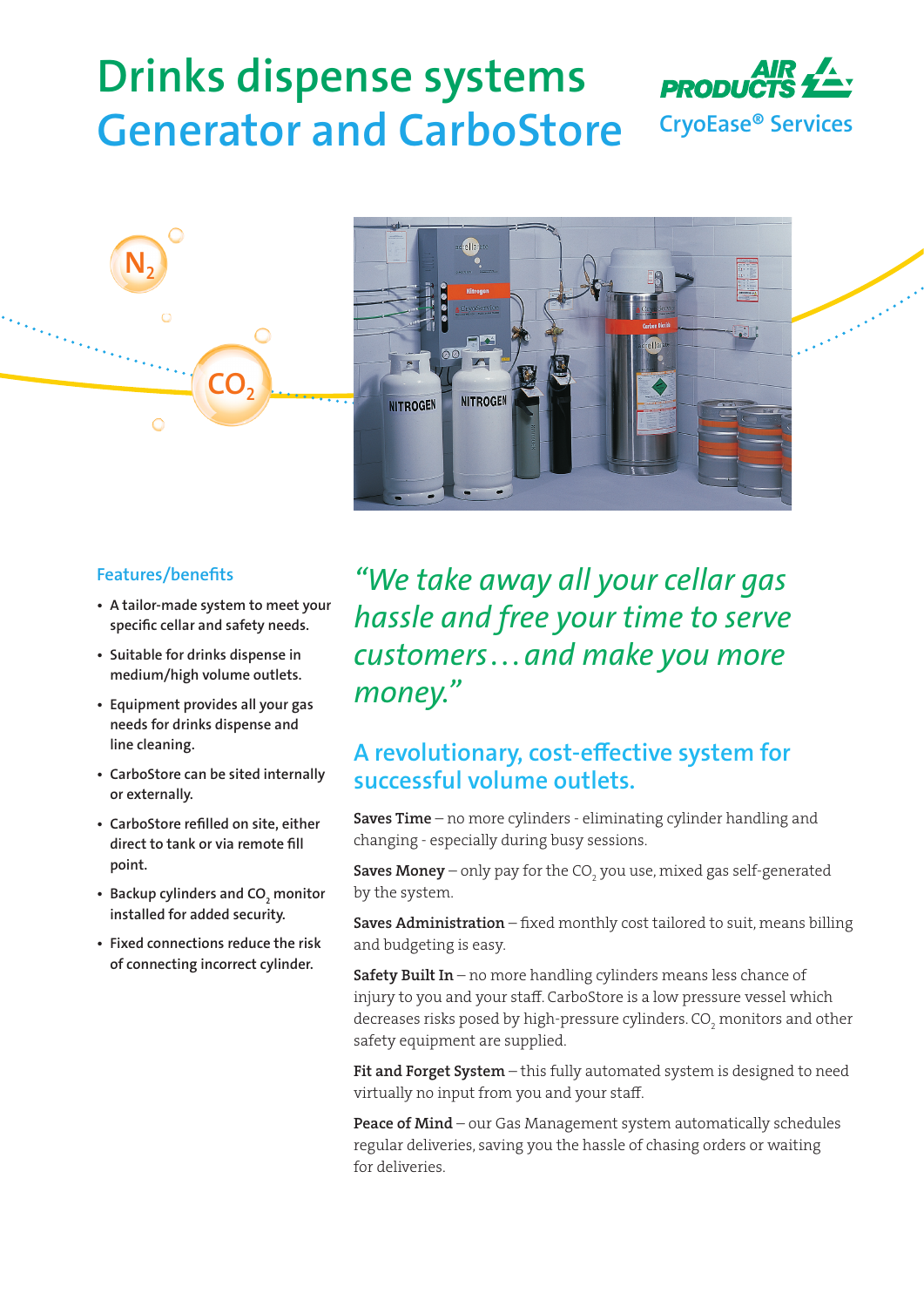# Drinks dispense systems
# Generator and CarboStore

CryoEase® Services

### Features/benefits

- A tailor-made system to meet your specific cellar and safety needs.
- Suitable for drinks dispense in medium/high volume outlets.
- Equipment provides all your gas needs for drinks dispense and line cleaning.
- CarboStore can be sited internally or externally.
- CarboStore refilled on site, either direct to tank or via remote fill point.
- Backup cylinders and $CO_2$ monitor installed for added security.
- Fixed connections reduce the risk of connecting incorrect cylinder.

*"We take away all your cellar gas hassle and free your time to serve customers…and make you more money."*

## A revolutionary, cost-effective system for successful volume outlets.

**Saves Time** – no more cylinders - eliminating cylinder handling and changing - especially during busy sessions.

**Saves Money** – only pay for the $CO_2$ you use, mixed gas self-generated by the system.

**Saves Administration** – fixed monthly cost tailored to suit, means billing and budgeting is easy.

**Safety Built In** – no more handling cylinders means less chance of injury to you and your staff. CarboStore is a low pressure vessel which decreases risks posed by high-pressure cylinders. $CO_2$ monitors and other safety equipment are supplied.

**Fit and Forget System** – this fully automated system is designed to need virtually no input from you and your staff.

**Peace of Mind** – our Gas Management system automatically schedules regular deliveries, saving you the hassle of chasing orders or waiting for deliveries.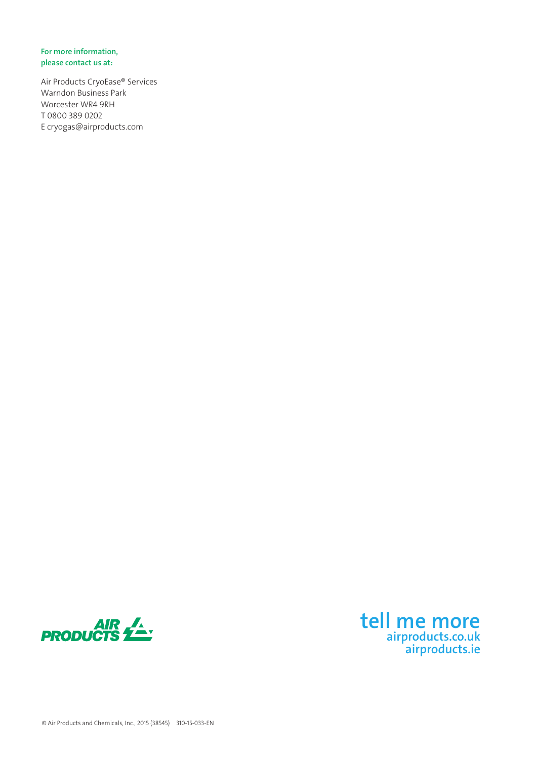**For more information, please contact us at:**

Air Products CryoEase® Services
Warndon Business Park
Worcester WR4 9RH
T 0800 389 0202
E cryogas@airproducts.com

AIR PRODUCTS

**tell me more**
**airproducts.co.uk**
**airproducts.ie**

© Air Products and Chemicals, Inc., 2015 (38545) 310-15-033-EN